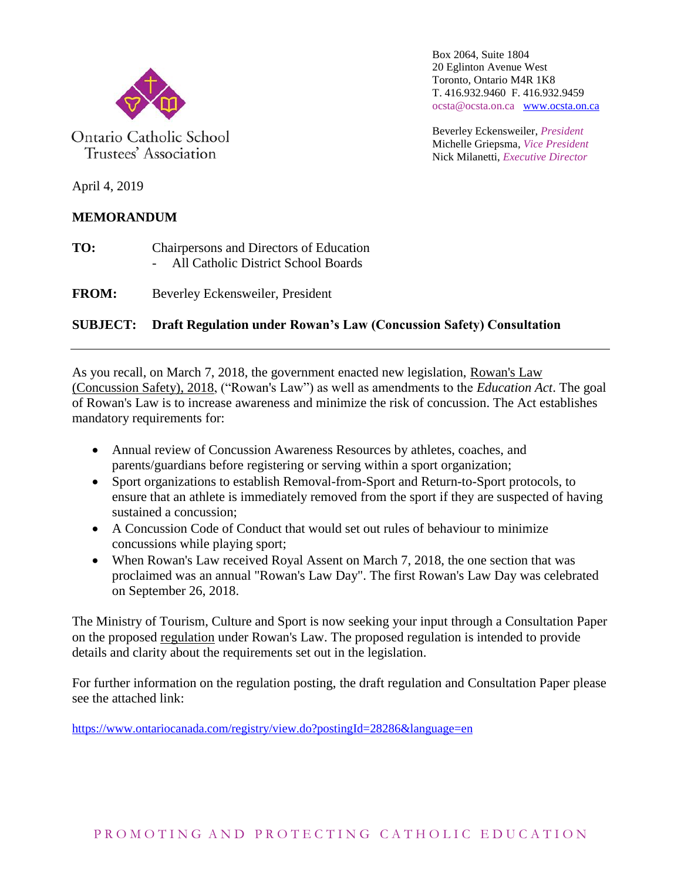Ontario Catholic School Trustees' Association

Box 2064, Suite 1804
20 Eglinton Avenue West
Toronto, Ontario M4R 1K8
T. 416.932.9460 F. 416.932.9459
ocsta@ocsta.on.ca www.ocsta.on.ca

Beverley Eckensweiler, *President*
Michelle Griepsma, *Vice President*
Nick Milanetti, *Executive Director*

April 4, 2019

**MEMORANDUM**

**TO:** Chairpersons and Directors of Education
- All Catholic District School Boards

**FROM:** Beverley Eckensweiler, President

**SUBJECT: Draft Regulation under Rowan's Law (Concussion Safety) Consultation**

---

As you recall, on March 7, 2018, the government enacted new legislation, Rowan's Law (Concussion Safety), 2018, ("Rowan's Law") as well as amendments to the *Education Act*. The goal of Rowan's Law is to increase awareness and minimize the risk of concussion. The Act establishes mandatory requirements for:

- Annual review of Concussion Awareness Resources by athletes, coaches, and parents/guardians before registering or serving within a sport organization;
- Sport organizations to establish Removal-from-Sport and Return-to-Sport protocols, to ensure that an athlete is immediately removed from the sport if they are suspected of having sustained a concussion;
- A Concussion Code of Conduct that would set out rules of behaviour to minimize concussions while playing sport;
- When Rowan's Law received Royal Assent on March 7, 2018, the one section that was proclaimed was an annual "Rowan's Law Day". The first Rowan's Law Day was celebrated on September 26, 2018.

The Ministry of Tourism, Culture and Sport is now seeking your input through a Consultation Paper on the proposed regulation under Rowan's Law. The proposed regulation is intended to provide details and clarity about the requirements set out in the legislation.

For further information on the regulation posting, the draft regulation and Consultation Paper please see the attached link:

https://www.ontariocanada.com/registry/view.do?postingId=28286&language=en

PROMOTING AND PROTECTING CATHOLIC EDUCATION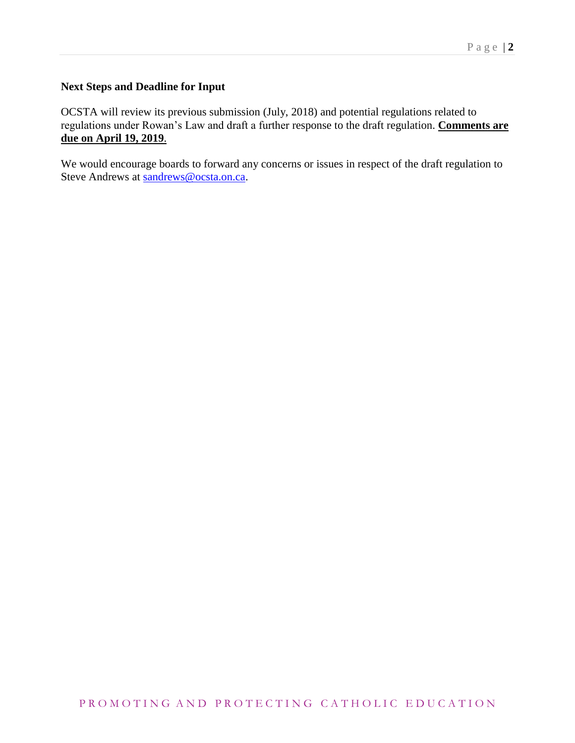**Next Steps and Deadline for Input**

OCSTA will review its previous submission (July, 2018) and potential regulations related to regulations under Rowan's Law and draft a further response to the draft regulation. **Comments are due on April 19, 2019**.

We would encourage boards to forward any concerns or issues in respect of the draft regulation to Steve Andrews at sandrews@ocsta.on.ca.